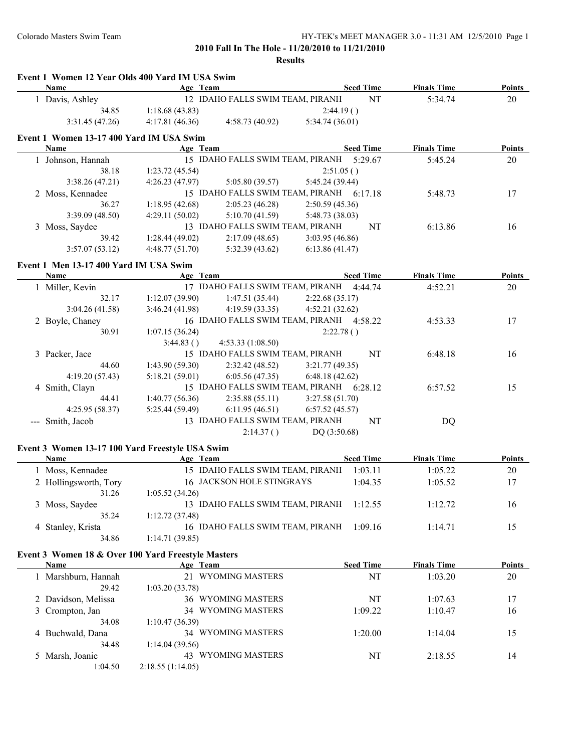**2010 Fall In The Hole - 11/20/2010 to 11/21/2010**

**Results**

## Event 1 Women 12 Year Olds 400 Yard IM USA Swim

| | Name | Age | Team | Seed Time | Finals Time | Points |
|---|---|---|---|---|---|---|
| 1 | Davis, Ashley | 12 | IDAHO FALLS SWIM TEAM, PIRANH | NT | 5:34.74 | 20 |

Splits: 34.85, 1:18.68 (43.83), 2:44.19 ( ), 3:31.45 (47.26), 4:17.81 (46.36), 4:58.73 (40.92), 5:34.74 (36.01)

## Event 1 Women 13-17 400 Yard IM USA Swim

| | Name | Age | Team | Seed Time | Finals Time | Points |
|---|---|---|---|---|---|---|
| 1 | Johnson, Hannah | 15 | IDAHO FALLS SWIM TEAM, PIRANH | 5:29.67 | 5:45.24 | 20 |
| 2 | Moss, Kennadee | 15 | IDAHO FALLS SWIM TEAM, PIRANH | 6:17.18 | 5:48.73 | 17 |
| 3 | Moss, Saydee | 13 | IDAHO FALLS SWIM TEAM, PIRANH | NT | 6:13.86 | 16 |

Splits:
- Johnson, Hannah: 38.18, 1:23.72 (45.54), 2:51.05 ( ), 3:38.26 (47.21), 4:26.23 (47.97), 5:05.80 (39.57), 5:45.24 (39.44)
- Moss, Kennadee: 36.27, 1:18.95 (42.68), 2:05.23 (46.28), 2:50.59 (45.36), 3:39.09 (48.50), 4:29.11 (50.02), 5:10.70 (41.59), 5:48.73 (38.03)
- Moss, Saydee: 39.42, 1:28.44 (49.02), 2:17.09 (48.65), 3:03.95 (46.86), 3:57.07 (53.12), 4:48.77 (51.70), 5:32.39 (43.62), 6:13.86 (41.47)

## Event 1 Men 13-17 400 Yard IM USA Swim

| | Name | Age | Team | Seed Time | Finals Time | Points |
|---|---|---|---|---|---|---|
| 1 | Miller, Kevin | 17 | IDAHO FALLS SWIM TEAM, PIRANH | 4:44.74 | 4:52.21 | 20 |
| 2 | Boyle, Chaney | 16 | IDAHO FALLS SWIM TEAM, PIRANH | 4:58.22 | 4:53.33 | 17 |
| 3 | Packer, Jace | 15 | IDAHO FALLS SWIM TEAM, PIRANH | NT | 6:48.18 | 16 |
| 4 | Smith, Clayn | 15 | IDAHO FALLS SWIM TEAM, PIRANH | 6:28.12 | 6:57.52 | 15 |
| --- | Smith, Jacob | 13 | IDAHO FALLS SWIM TEAM, PIRANH | NT | DQ | |

Splits:
- Miller, Kevin: 32.17, 1:12.07 (39.90), 1:47.51 (35.44), 2:22.68 (35.17), 3:04.26 (41.58), 3:46.24 (41.98), 4:19.59 (33.35), 4:52.21 (32.62)
- Boyle, Chaney: 30.91, 1:07.15 (36.24), 2:22.78 ( ), 3:44.83 ( ), 4:53.33 (1:08.50)
- Packer, Jace: 44.60, 1:43.90 (59.30), 2:32.42 (48.52), 3:21.77 (49.35), 4:19.20 (57.43), 5:18.21 (59.01), 6:05.56 (47.35), 6:48.18 (42.62)
- Smith, Clayn: 44.41, 1:40.77 (56.36), 2:35.88 (55.11), 3:27.58 (51.70), 4:25.95 (58.37), 5:25.44 (59.49), 6:11.95 (46.51), 6:57.52 (45.57)
- Smith, Jacob: 2:14.37 ( ), DQ (3:50.68)

## Event 3 Women 13-17 100 Yard Freestyle USA Swim

| | Name | Age | Team | Seed Time | Finals Time | Points |
|---|---|---|---|---|---|---|
| 1 | Moss, Kennadee | 15 | IDAHO FALLS SWIM TEAM, PIRANH | 1:03.11 | 1:05.22 | 20 |
| 2 | Hollingsworth, Tory | 16 | JACKSON HOLE STINGRAYS | 1:04.35 | 1:05.52 | 17 |
| 3 | Moss, Saydee | 13 | IDAHO FALLS SWIM TEAM, PIRANH | 1:12.55 | 1:12.72 | 16 |
| 4 | Stanley, Krista | 16 | IDAHO FALLS SWIM TEAM, PIRANH | 1:09.16 | 1:14.71 | 15 |

Splits:
- Hollingsworth, Tory: 31.26, 1:05.52 (34.26)
- Moss, Saydee: 35.24, 1:12.72 (37.48)
- Stanley, Krista: 34.86, 1:14.71 (39.85)

## Event 3 Women 18 & Over 100 Yard Freestyle Masters

| | Name | Age | Team | Seed Time | Finals Time | Points |
|---|---|---|---|---|---|---|
| 1 | Marshburn, Hannah | 21 | WYOMING MASTERS | NT | 1:03.20 | 20 |
| 2 | Davidson, Melissa | 36 | WYOMING MASTERS | NT | 1:07.63 | 17 |
| 3 | Crompton, Jan | 34 | WYOMING MASTERS | 1:09.22 | 1:10.47 | 16 |
| 4 | Buchwald, Dana | 34 | WYOMING MASTERS | 1:20.00 | 1:14.04 | 15 |
| 5 | Marsh, Joanie | 43 | WYOMING MASTERS | NT | 2:18.55 | 14 |

Splits:
- Marshburn, Hannah: 29.42, 1:03.20 (33.78)
- Crompton, Jan: 34.08, 1:10.47 (36.39)
- Buchwald, Dana: 34.48, 1:14.04 (39.56)
- Marsh, Joanie: 1:04.50, 2:18.55 (1:14.05)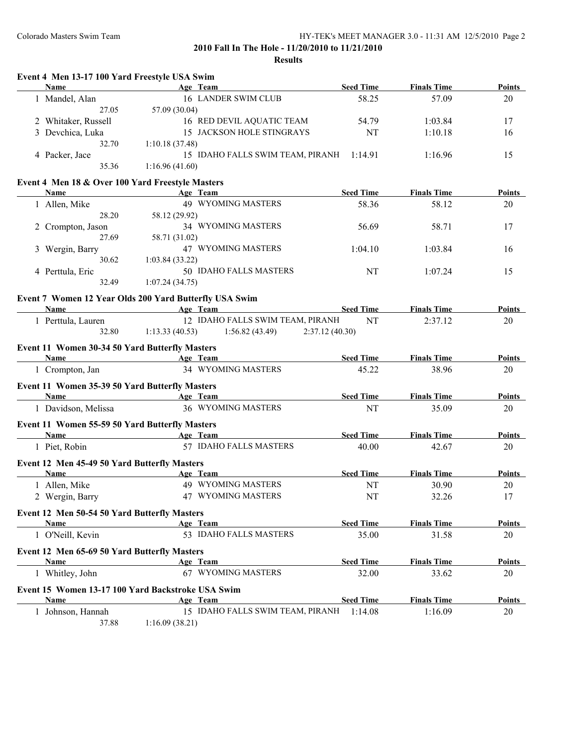**2010 Fall In The Hole - 11/20/2010 to 11/21/2010**

**Results**

### Event 4 Men 13-17 100 Yard Freestyle USA Swim

| | Name | Age | Team | Seed Time | Finals Time | Points |
|---|---|---|---|---|---|---|
| 1 | Mandel, Alan | 16 | LANDER SWIM CLUB | 58.25 | 57.09 | 20 |
| | 27.05 | 57.09 (30.04) | | | | |
| 2 | Whitaker, Russell | 16 | RED DEVIL AQUATIC TEAM | 54.79 | 1:03.84 | 17 |
| 3 | Devchica, Luka | 15 | JACKSON HOLE STINGRAYS | NT | 1:10.18 | 16 |
| | 32.70 | 1:10.18 (37.48) | | | | |
| 4 | Packer, Jace | 15 | IDAHO FALLS SWIM TEAM, PIRANH | 1:14.91 | 1:16.96 | 15 |
| | 35.36 | 1:16.96 (41.60) | | | | |

### Event 4 Men 18 & Over 100 Yard Freestyle Masters

| | Name | Age | Team | Seed Time | Finals Time | Points |
|---|---|---|---|---|---|---|
| 1 | Allen, Mike | 49 | WYOMING MASTERS | 58.36 | 58.12 | 20 |
| | 28.20 | 58.12 (29.92) | | | | |
| 2 | Crompton, Jason | 34 | WYOMING MASTERS | 56.69 | 58.71 | 17 |
| | 27.69 | 58.71 (31.02) | | | | |
| 3 | Wergin, Barry | 47 | WYOMING MASTERS | 1:04.10 | 1:03.84 | 16 |
| | 30.62 | 1:03.84 (33.22) | | | | |
| 4 | Perttula, Eric | 50 | IDAHO FALLS MASTERS | NT | 1:07.24 | 15 |
| | 32.49 | 1:07.24 (34.75) | | | | |

### Event 7 Women 12 Year Olds 200 Yard Butterfly USA Swim

| | Name | Age | Team | Seed Time | Finals Time | Points |
|---|---|---|---|---|---|---|
| 1 | Perttula, Lauren | 12 | IDAHO FALLS SWIM TEAM, PIRANH | NT | 2:37.12 | 20 |
| | 32.80 | 1:13.33 (40.53) | 1:56.82 (43.49) | 2:37.12 (40.30) | | |

### Event 11 Women 30-34 50 Yard Butterfly Masters

| | Name | Age | Team | Seed Time | Finals Time | Points |
|---|---|---|---|---|---|---|
| 1 | Crompton, Jan | 34 | WYOMING MASTERS | 45.22 | 38.96 | 20 |

### Event 11 Women 35-39 50 Yard Butterfly Masters

| | Name | Age | Team | Seed Time | Finals Time | Points |
|---|---|---|---|---|---|---|
| 1 | Davidson, Melissa | 36 | WYOMING MASTERS | NT | 35.09 | 20 |

### Event 11 Women 55-59 50 Yard Butterfly Masters

| | Name | Age | Team | Seed Time | Finals Time | Points |
|---|---|---|---|---|---|---|
| 1 | Piet, Robin | 57 | IDAHO FALLS MASTERS | 40.00 | 42.67 | 20 |

### Event 12 Men 45-49 50 Yard Butterfly Masters

| | Name | Age | Team | Seed Time | Finals Time | Points |
|---|---|---|---|---|---|---|
| 1 | Allen, Mike | 49 | WYOMING MASTERS | NT | 30.90 | 20 |
| 2 | Wergin, Barry | 47 | WYOMING MASTERS | NT | 32.26 | 17 |

### Event 12 Men 50-54 50 Yard Butterfly Masters

| | Name | Age | Team | Seed Time | Finals Time | Points |
|---|---|---|---|---|---|---|
| 1 | O'Neill, Kevin | 53 | IDAHO FALLS MASTERS | 35.00 | 31.58 | 20 |

### Event 12 Men 65-69 50 Yard Butterfly Masters

| | Name | Age | Team | Seed Time | Finals Time | Points |
|---|---|---|---|---|---|---|
| 1 | Whitley, John | 67 | WYOMING MASTERS | 32.00 | 33.62 | 20 |

### Event 15 Women 13-17 100 Yard Backstroke USA Swim

| | Name | Age | Team | Seed Time | Finals Time | Points |
|---|---|---|---|---|---|---|
| 1 | Johnson, Hannah | 15 | IDAHO FALLS SWIM TEAM, PIRANH | 1:14.08 | 1:16.09 | 20 |
| | 37.88 | 1:16.09 (38.21) | | | | |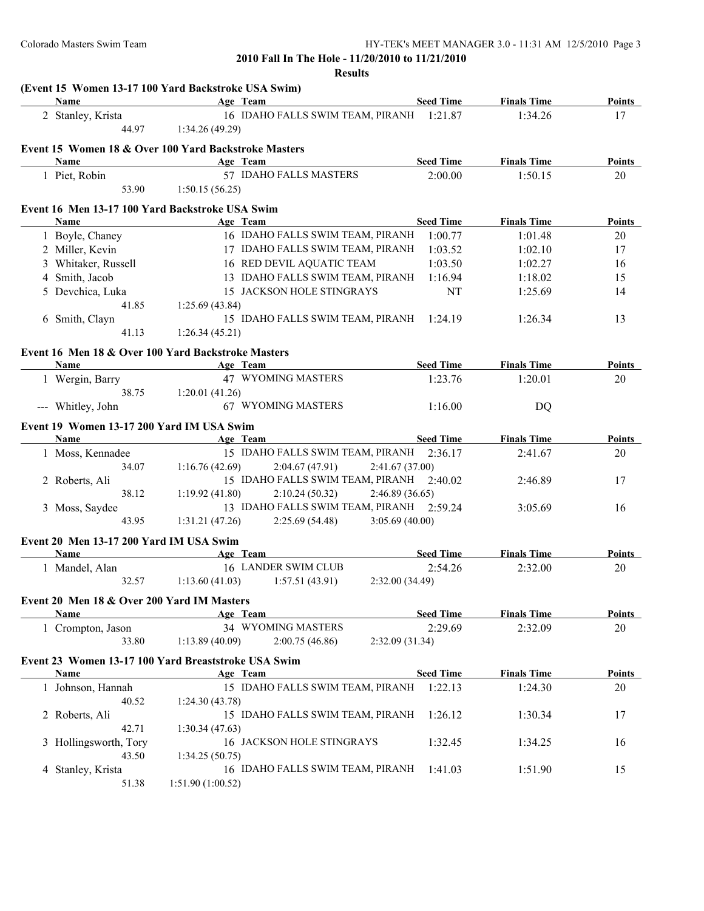## 2010 Fall In The Hole - 11/20/2010 to 11/21/2010

### Results

**(Event 15 Women 13-17 100 Yard Backstroke USA Swim)**

| | Name | Age | Team | Seed Time | Finals Time | Points |
|---|---|---|---|---|---|---|
| 2 | Stanley, Krista | 16 | IDAHO FALLS SWIM TEAM, PIRANH | 1:21.87 | 1:34.26 | 17 |
| | 44.97 | 1:34.26 (49.29) | | | | |

**Event 15 Women 18 & Over 100 Yard Backstroke Masters**

| | Name | Age | Team | Seed Time | Finals Time | Points |
|---|---|---|---|---|---|---|
| 1 | Piet, Robin | 57 | IDAHO FALLS MASTERS | 2:00.00 | 1:50.15 | 20 |
| | 53.90 | 1:50.15 (56.25) | | | | |

**Event 16 Men 13-17 100 Yard Backstroke USA Swim**

| | Name | Age | Team | Seed Time | Finals Time | Points |
|---|---|---|---|---|---|---|
| 1 | Boyle, Chaney | 16 | IDAHO FALLS SWIM TEAM, PIRANH | 1:00.77 | 1:01.48 | 20 |
| 2 | Miller, Kevin | 17 | IDAHO FALLS SWIM TEAM, PIRANH | 1:03.52 | 1:02.10 | 17 |
| 3 | Whitaker, Russell | 16 | RED DEVIL AQUATIC TEAM | 1:03.50 | 1:02.27 | 16 |
| 4 | Smith, Jacob | 13 | IDAHO FALLS SWIM TEAM, PIRANH | 1:16.94 | 1:18.02 | 15 |
| 5 | Devchica, Luka | 15 | JACKSON HOLE STINGRAYS | NT | 1:25.69 | 14 |
| | 41.85 | 1:25.69 (43.84) | | | | |
| 6 | Smith, Clayn | 15 | IDAHO FALLS SWIM TEAM, PIRANH | 1:24.19 | 1:26.34 | 13 |
| | 41.13 | 1:26.34 (45.21) | | | | |

**Event 16 Men 18 & Over 100 Yard Backstroke Masters**

| | Name | Age | Team | Seed Time | Finals Time | Points |
|---|---|---|---|---|---|---|
| 1 | Wergin, Barry | 47 | WYOMING MASTERS | 1:23.76 | 1:20.01 | 20 |
| | 38.75 | 1:20.01 (41.26) | | | | |
| --- | Whitley, John | 67 | WYOMING MASTERS | 1:16.00 | DQ | |

**Event 19 Women 13-17 200 Yard IM USA Swim**

| | Name | Age | Team | Seed Time | Finals Time | Points |
|---|---|---|---|---|---|---|
| 1 | Moss, Kennadee | 15 | IDAHO FALLS SWIM TEAM, PIRANH | 2:36.17 | 2:41.67 | 20 |
| | 34.07 | 1:16.76 (42.69) | 2:04.67 (47.91) | 2:41.67 (37.00) | | |
| 2 | Roberts, Ali | 15 | IDAHO FALLS SWIM TEAM, PIRANH | 2:40.02 | 2:46.89 | 17 |
| | 38.12 | 1:19.92 (41.80) | 2:10.24 (50.32) | 2:46.89 (36.65) | | |
| 3 | Moss, Saydee | 13 | IDAHO FALLS SWIM TEAM, PIRANH | 2:59.24 | 3:05.69 | 16 |
| | 43.95 | 1:31.21 (47.26) | 2:25.69 (54.48) | 3:05.69 (40.00) | | |

**Event 20 Men 13-17 200 Yard IM USA Swim**

| | Name | Age | Team | Seed Time | Finals Time | Points |
|---|---|---|---|---|---|---|
| 1 | Mandel, Alan | 16 | LANDER SWIM CLUB | 2:54.26 | 2:32.00 | 20 |
| | 32.57 | 1:13.60 (41.03) | 1:57.51 (43.91) | 2:32.00 (34.49) | | |

**Event 20 Men 18 & Over 200 Yard IM Masters**

| | Name | Age | Team | Seed Time | Finals Time | Points |
|---|---|---|---|---|---|---|
| 1 | Crompton, Jason | 34 | WYOMING MASTERS | 2:29.69 | 2:32.09 | 20 |
| | 33.80 | 1:13.89 (40.09) | 2:00.75 (46.86) | 2:32.09 (31.34) | | |

**Event 23 Women 13-17 100 Yard Breaststroke USA Swim**

| | Name | Age | Team | Seed Time | Finals Time | Points |
|---|---|---|---|---|---|---|
| 1 | Johnson, Hannah | 15 | IDAHO FALLS SWIM TEAM, PIRANH | 1:22.13 | 1:24.30 | 20 |
| | 40.52 | 1:24.30 (43.78) | | | | |
| 2 | Roberts, Ali | 15 | IDAHO FALLS SWIM TEAM, PIRANH | 1:26.12 | 1:30.34 | 17 |
| | 42.71 | 1:30.34 (47.63) | | | | |
| 3 | Hollingsworth, Tory | 16 | JACKSON HOLE STINGRAYS | 1:32.45 | 1:34.25 | 16 |
| | 43.50 | 1:34.25 (50.75) | | | | |
| 4 | Stanley, Krista | 16 | IDAHO FALLS SWIM TEAM, PIRANH | 1:41.03 | 1:51.90 | 15 |
| | 51.38 | 1:51.90 (1:00.52) | | | | |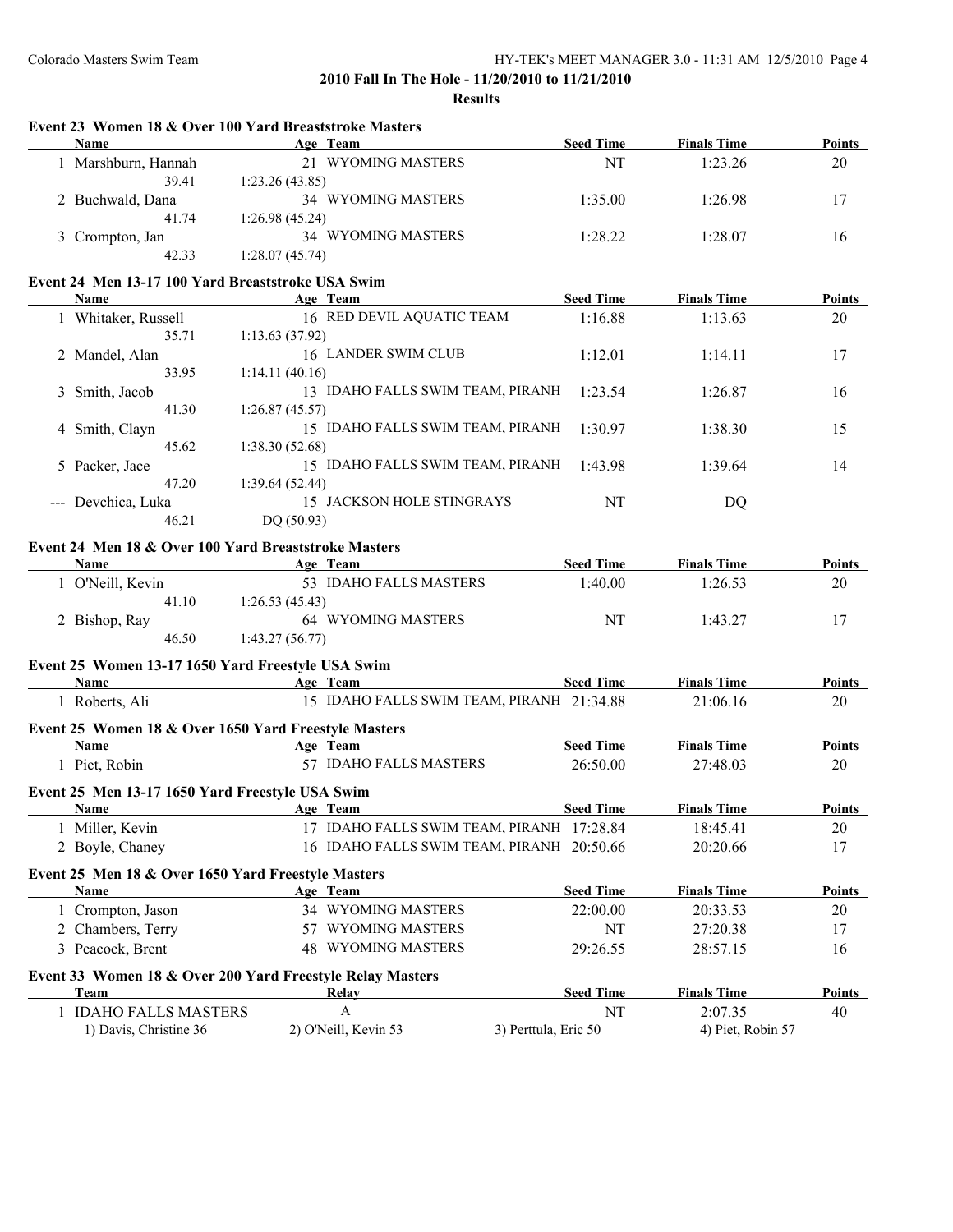## 2010 Fall In The Hole - 11/20/2010 to 11/21/2010

### Results

#### Event 23 Women 18 & Over 100 Yard Breaststroke Masters

| | Name | Age | Team | Seed Time | Finals Time | Points |
|---|---|---|---|---|---|---|
| 1 | Marshburn, Hannah | 21 | WYOMING MASTERS | NT | 1:23.26 | 20 |
| | 39.41 | 1:23.26 (43.85) | | | | |
| 2 | Buchwald, Dana | 34 | WYOMING MASTERS | 1:35.00 | 1:26.98 | 17 |
| | 41.74 | 1:26.98 (45.24) | | | | |
| 3 | Crompton, Jan | 34 | WYOMING MASTERS | 1:28.22 | 1:28.07 | 16 |
| | 42.33 | 1:28.07 (45.74) | | | | |

#### Event 24 Men 13-17 100 Yard Breaststroke USA Swim

| | Name | Age | Team | Seed Time | Finals Time | Points |
|---|---|---|---|---|---|---|
| 1 | Whitaker, Russell | 16 | RED DEVIL AQUATIC TEAM | 1:16.88 | 1:13.63 | 20 |
| | 35.71 | 1:13.63 (37.92) | | | | |
| 2 | Mandel, Alan | 16 | LANDER SWIM CLUB | 1:12.01 | 1:14.11 | 17 |
| | 33.95 | 1:14.11 (40.16) | | | | |
| 3 | Smith, Jacob | 13 | IDAHO FALLS SWIM TEAM, PIRANH | 1:23.54 | 1:26.87 | 16 |
| | 41.30 | 1:26.87 (45.57) | | | | |
| 4 | Smith, Clayn | 15 | IDAHO FALLS SWIM TEAM, PIRANH | 1:30.97 | 1:38.30 | 15 |
| | 45.62 | 1:38.30 (52.68) | | | | |
| 5 | Packer, Jace | 15 | IDAHO FALLS SWIM TEAM, PIRANH | 1:43.98 | 1:39.64 | 14 |
| | 47.20 | 1:39.64 (52.44) | | | | |
| --- | Devchica, Luka | 15 | JACKSON HOLE STINGRAYS | NT | DQ | |
| | 46.21 | DQ (50.93) | | | | |

#### Event 24 Men 18 & Over 100 Yard Breaststroke Masters

| | Name | Age | Team | Seed Time | Finals Time | Points |
|---|---|---|---|---|---|---|
| 1 | O'Neill, Kevin | 53 | IDAHO FALLS MASTERS | 1:40.00 | 1:26.53 | 20 |
| | 41.10 | 1:26.53 (45.43) | | | | |
| 2 | Bishop, Ray | 64 | WYOMING MASTERS | NT | 1:43.27 | 17 |
| | 46.50 | 1:43.27 (56.77) | | | | |

#### Event 25 Women 13-17 1650 Yard Freestyle USA Swim

| | Name | Age | Team | Seed Time | Finals Time | Points |
|---|---|---|---|---|---|---|
| 1 | Roberts, Ali | 15 | IDAHO FALLS SWIM TEAM, PIRANH | 21:34.88 | 21:06.16 | 20 |

#### Event 25 Women 18 & Over 1650 Yard Freestyle Masters

| | Name | Age | Team | Seed Time | Finals Time | Points |
|---|---|---|---|---|---|---|
| 1 | Piet, Robin | 57 | IDAHO FALLS MASTERS | 26:50.00 | 27:48.03 | 20 |

#### Event 25 Men 13-17 1650 Yard Freestyle USA Swim

| | Name | Age | Team | Seed Time | Finals Time | Points |
|---|---|---|---|---|---|---|
| 1 | Miller, Kevin | 17 | IDAHO FALLS SWIM TEAM, PIRANH | 17:28.84 | 18:45.41 | 20 |
| 2 | Boyle, Chaney | 16 | IDAHO FALLS SWIM TEAM, PIRANH | 20:50.66 | 20:20.66 | 17 |

#### Event 25 Men 18 & Over 1650 Yard Freestyle Masters

| | Name | Age | Team | Seed Time | Finals Time | Points |
|---|---|---|---|---|---|---|
| 1 | Crompton, Jason | 34 | WYOMING MASTERS | 22:00.00 | 20:33.53 | 20 |
| 2 | Chambers, Terry | 57 | WYOMING MASTERS | NT | 27:20.38 | 17 |
| 3 | Peacock, Brent | 48 | WYOMING MASTERS | 29:26.55 | 28:57.15 | 16 |

#### Event 33 Women 18 & Over 200 Yard Freestyle Relay Masters

| | Team | Relay | Seed Time | Finals Time | Points |
|---|---|---|---|---|---|
| 1 | IDAHO FALLS MASTERS | A | NT | 2:07.35 | 40 |
| | 1) Davis, Christine 36 | 2) O'Neill, Kevin 53 | 3) Perttula, Eric 50 | 4) Piet, Robin 57 | |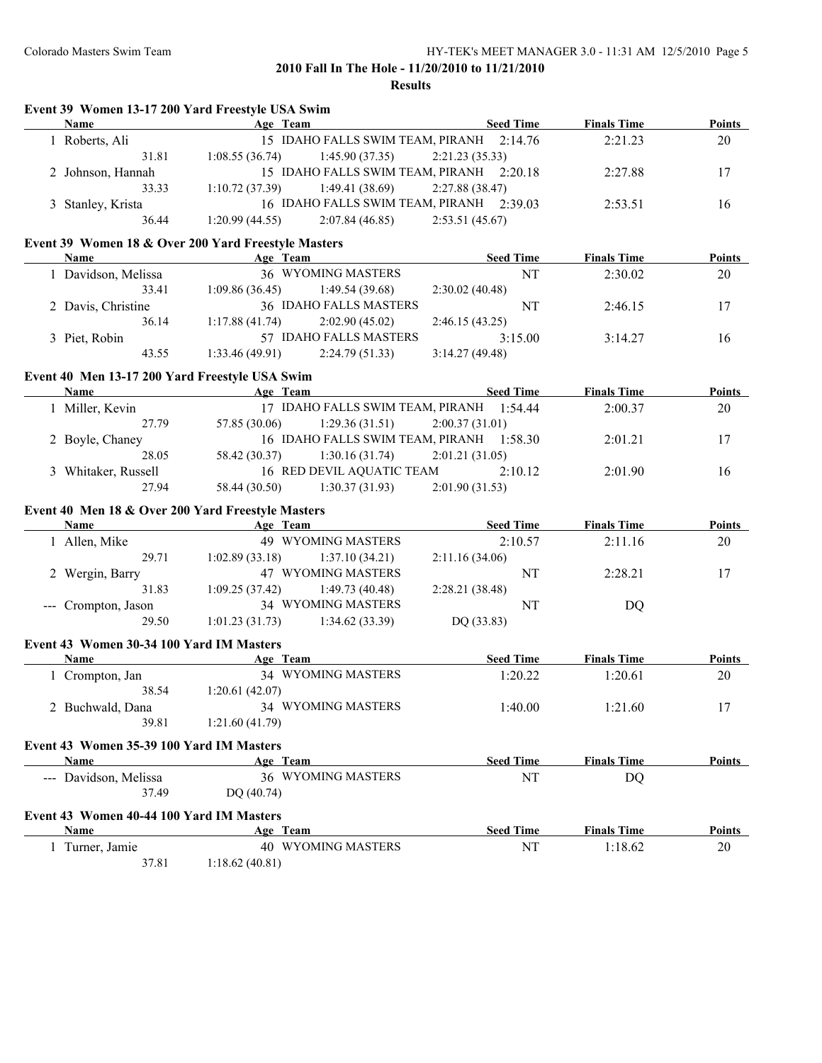## 2010 Fall In The Hole - 11/20/2010 to 11/21/2010

### Results

#### Event 39 Women 13-17 200 Yard Freestyle USA Swim

| Name | Age | Team | Seed Time | Finals Time | Points |
|---|---|---|---|---|---|
| 1 Roberts, Ali | 15 | IDAHO FALLS SWIM TEAM, PIRANH | 2:14.76 | 2:21.23 | 20 |
| 31.81 | 1:08.55 (36.74) | 1:45.90 (37.35) | 2:21.23 (35.33) | | |
| 2 Johnson, Hannah | 15 | IDAHO FALLS SWIM TEAM, PIRANH | 2:20.18 | 2:27.88 | 17 |
| 33.33 | 1:10.72 (37.39) | 1:49.41 (38.69) | 2:27.88 (38.47) | | |
| 3 Stanley, Krista | 16 | IDAHO FALLS SWIM TEAM, PIRANH | 2:39.03 | 2:53.51 | 16 |
| 36.44 | 1:20.99 (44.55) | 2:07.84 (46.85) | 2:53.51 (45.67) | | |

#### Event 39 Women 18 & Over 200 Yard Freestyle Masters

| Name | Age | Team | Seed Time | Finals Time | Points |
|---|---|---|---|---|---|
| 1 Davidson, Melissa | 36 | WYOMING MASTERS | NT | 2:30.02 | 20 |
| 33.41 | 1:09.86 (36.45) | 1:49.54 (39.68) | 2:30.02 (40.48) | | |
| 2 Davis, Christine | 36 | IDAHO FALLS MASTERS | NT | 2:46.15 | 17 |
| 36.14 | 1:17.88 (41.74) | 2:02.90 (45.02) | 2:46.15 (43.25) | | |
| 3 Piet, Robin | 57 | IDAHO FALLS MASTERS | 3:15.00 | 3:14.27 | 16 |
| 43.55 | 1:33.46 (49.91) | 2:24.79 (51.33) | 3:14.27 (49.48) | | |

#### Event 40 Men 13-17 200 Yard Freestyle USA Swim

| Name | Age | Team | Seed Time | Finals Time | Points |
|---|---|---|---|---|---|
| 1 Miller, Kevin | 17 | IDAHO FALLS SWIM TEAM, PIRANH | 1:54.44 | 2:00.37 | 20 |
| 27.79 | 57.85 (30.06) | 1:29.36 (31.51) | 2:00.37 (31.01) | | |
| 2 Boyle, Chaney | 16 | IDAHO FALLS SWIM TEAM, PIRANH | 1:58.30 | 2:01.21 | 17 |
| 28.05 | 58.42 (30.37) | 1:30.16 (31.74) | 2:01.21 (31.05) | | |
| 3 Whitaker, Russell | 16 | RED DEVIL AQUATIC TEAM | 2:10.12 | 2:01.90 | 16 |
| 27.94 | 58.44 (30.50) | 1:30.37 (31.93) | 2:01.90 (31.53) | | |

#### Event 40 Men 18 & Over 200 Yard Freestyle Masters

| Name | Age | Team | Seed Time | Finals Time | Points |
|---|---|---|---|---|---|
| 1 Allen, Mike | 49 | WYOMING MASTERS | 2:10.57 | 2:11.16 | 20 |
| 29.71 | 1:02.89 (33.18) | 1:37.10 (34.21) | 2:11.16 (34.06) | | |
| 2 Wergin, Barry | 47 | WYOMING MASTERS | NT | 2:28.21 | 17 |
| 31.83 | 1:09.25 (37.42) | 1:49.73 (40.48) | 2:28.21 (38.48) | | |
| --- Crompton, Jason | 34 | WYOMING MASTERS | NT | DQ | |
| 29.50 | 1:01.23 (31.73) | 1:34.62 (33.39) | DQ (33.83) | | |

#### Event 43 Women 30-34 100 Yard IM Masters

| Name | Age | Team | Seed Time | Finals Time | Points |
|---|---|---|---|---|---|
| 1 Crompton, Jan | 34 | WYOMING MASTERS | 1:20.22 | 1:20.61 | 20 |
| 38.54 | 1:20.61 (42.07) | | | | |
| 2 Buchwald, Dana | 34 | WYOMING MASTERS | 1:40.00 | 1:21.60 | 17 |
| 39.81 | 1:21.60 (41.79) | | | | |

#### Event 43 Women 35-39 100 Yard IM Masters

| Name | Age | Team | Seed Time | Finals Time | Points |
|---|---|---|---|---|---|
| --- Davidson, Melissa | 36 | WYOMING MASTERS | NT | DQ | |
| 37.49 | DQ (40.74) | | | | |

#### Event 43 Women 40-44 100 Yard IM Masters

| Name | Age | Team | Seed Time | Finals Time | Points |
|---|---|---|---|---|---|
| 1 Turner, Jamie | 40 | WYOMING MASTERS | NT | 1:18.62 | 20 |
| 37.81 | 1:18.62 (40.81) | | | | |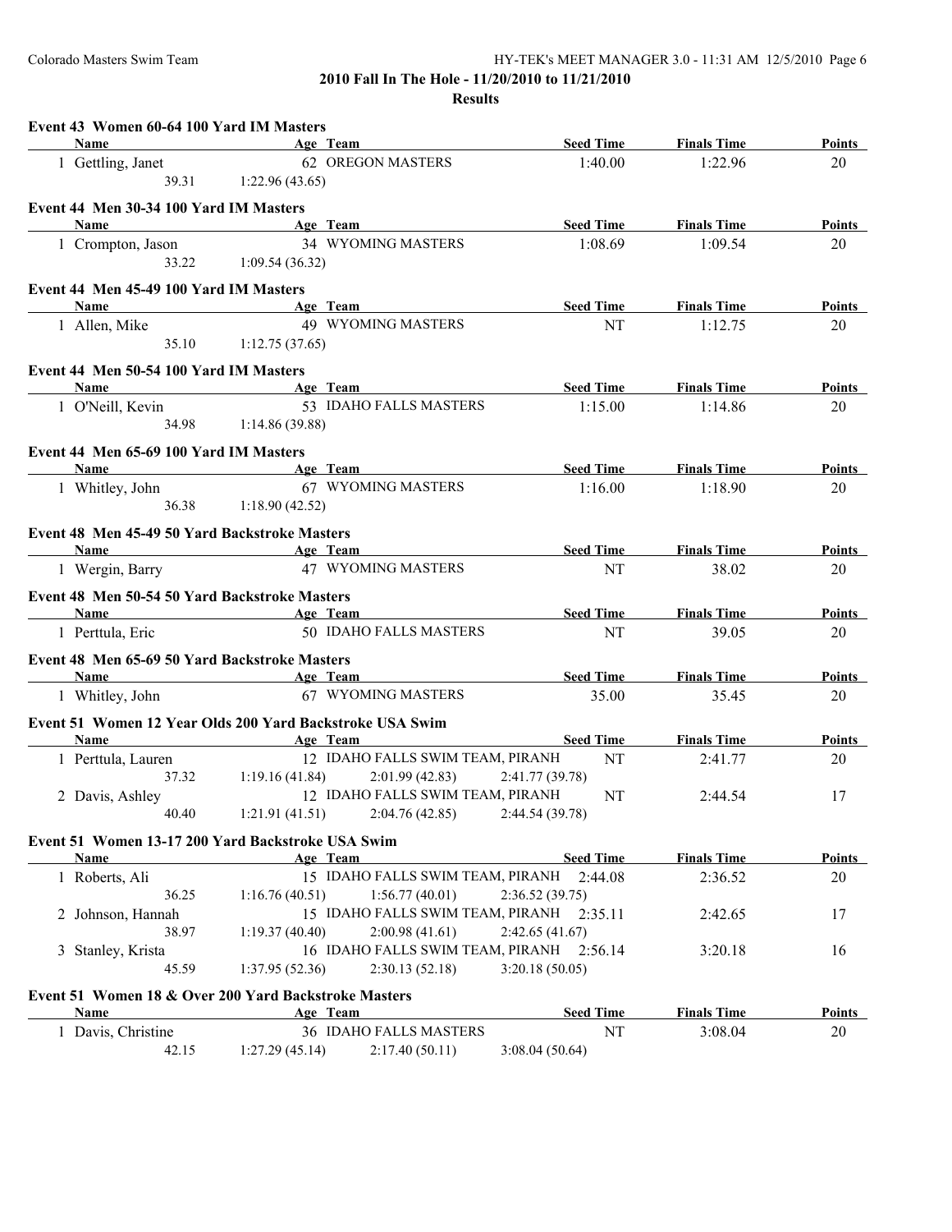**2010 Fall In The Hole - 11/20/2010 to 11/21/2010**

**Results**

### Event 43 Women 60-64 100 Yard IM Masters

| Name | Age | Team | Seed Time | Finals Time | Points |
|---|---|---|---|---|---|
| 1 Gettling, Janet | 62 | OREGON MASTERS | 1:40.00 | 1:22.96 | 20 |
| 39.31 | 1:22.96 (43.65) | | | | |

### Event 44 Men 30-34 100 Yard IM Masters

| Name | Age | Team | Seed Time | Finals Time | Points |
|---|---|---|---|---|---|
| 1 Crompton, Jason | 34 | WYOMING MASTERS | 1:08.69 | 1:09.54 | 20 |
| 33.22 | 1:09.54 (36.32) | | | | |

### Event 44 Men 45-49 100 Yard IM Masters

| Name | Age | Team | Seed Time | Finals Time | Points |
|---|---|---|---|---|---|
| 1 Allen, Mike | 49 | WYOMING MASTERS | NT | 1:12.75 | 20 |
| 35.10 | 1:12.75 (37.65) | | | | |

### Event 44 Men 50-54 100 Yard IM Masters

| Name | Age | Team | Seed Time | Finals Time | Points |
|---|---|---|---|---|---|
| 1 O'Neill, Kevin | 53 | IDAHO FALLS MASTERS | 1:15.00 | 1:14.86 | 20 |
| 34.98 | 1:14.86 (39.88) | | | | |

### Event 44 Men 65-69 100 Yard IM Masters

| Name | Age | Team | Seed Time | Finals Time | Points |
|---|---|---|---|---|---|
| 1 Whitley, John | 67 | WYOMING MASTERS | 1:16.00 | 1:18.90 | 20 |
| 36.38 | 1:18.90 (42.52) | | | | |

### Event 48 Men 45-49 50 Yard Backstroke Masters

| Name | Age | Team | Seed Time | Finals Time | Points |
|---|---|---|---|---|---|
| 1 Wergin, Barry | 47 | WYOMING MASTERS | NT | 38.02 | 20 |

### Event 48 Men 50-54 50 Yard Backstroke Masters

| Name | Age | Team | Seed Time | Finals Time | Points |
|---|---|---|---|---|---|
| 1 Perttula, Eric | 50 | IDAHO FALLS MASTERS | NT | 39.05 | 20 |

### Event 48 Men 65-69 50 Yard Backstroke Masters

| Name | Age | Team | Seed Time | Finals Time | Points |
|---|---|---|---|---|---|
| 1 Whitley, John | 67 | WYOMING MASTERS | 35.00 | 35.45 | 20 |

### Event 51 Women 12 Year Olds 200 Yard Backstroke USA Swim

| Name | Age | Team | Seed Time | Finals Time | Points |
|---|---|---|---|---|---|
| 1 Perttula, Lauren | 12 | IDAHO FALLS SWIM TEAM, PIRANH | NT | 2:41.77 | 20 |
| 37.32 | 1:19.16 (41.84) | 2:01.99 (42.83) | 2:41.77 (39.78) | | |
| 2 Davis, Ashley | 12 | IDAHO FALLS SWIM TEAM, PIRANH | NT | 2:44.54 | 17 |
| 40.40 | 1:21.91 (41.51) | 2:04.76 (42.85) | 2:44.54 (39.78) | | |

### Event 51 Women 13-17 200 Yard Backstroke USA Swim

| Name | Age | Team | Seed Time | Finals Time | Points |
|---|---|---|---|---|---|
| 1 Roberts, Ali | 15 | IDAHO FALLS SWIM TEAM, PIRANH | 2:44.08 | 2:36.52 | 20 |
| 36.25 | 1:16.76 (40.51) | 1:56.77 (40.01) | 2:36.52 (39.75) | | |
| 2 Johnson, Hannah | 15 | IDAHO FALLS SWIM TEAM, PIRANH | 2:35.11 | 2:42.65 | 17 |
| 38.97 | 1:19.37 (40.40) | 2:00.98 (41.61) | 2:42.65 (41.67) | | |
| 3 Stanley, Krista | 16 | IDAHO FALLS SWIM TEAM, PIRANH | 2:56.14 | 3:20.18 | 16 |
| 45.59 | 1:37.95 (52.36) | 2:30.13 (52.18) | 3:20.18 (50.05) | | |

### Event 51 Women 18 & Over 200 Yard Backstroke Masters

| Name | Age | Team | Seed Time | Finals Time | Points |
|---|---|---|---|---|---|
| 1 Davis, Christine | 36 | IDAHO FALLS MASTERS | NT | 3:08.04 | 20 |
| 42.15 | 1:27.29 (45.14) | 2:17.40 (50.11) | 3:08.04 (50.64) | | |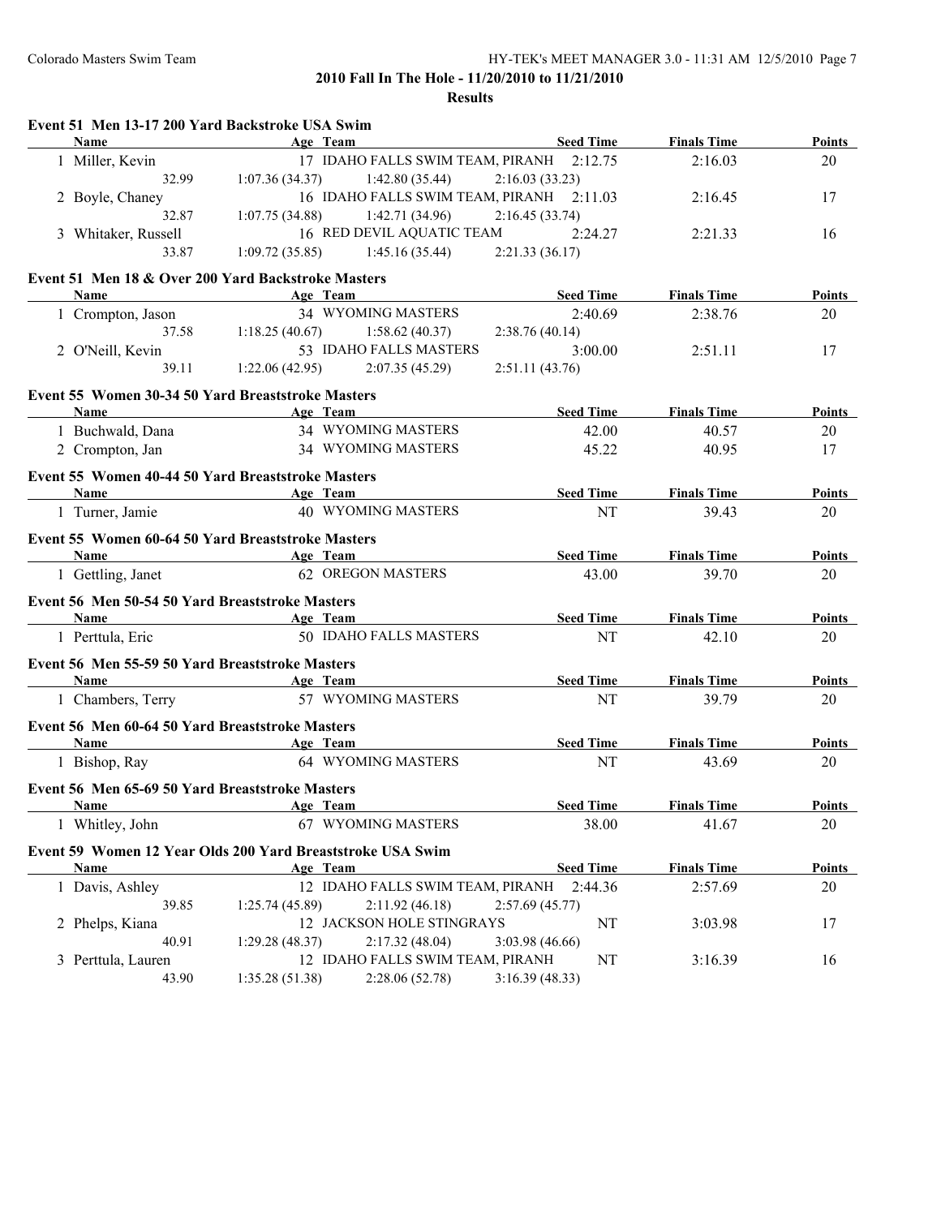## 2010 Fall In The Hole - 11/20/2010 to 11/21/2010

### Results

**Event 51 Men 13-17 200 Yard Backstroke USA Swim**

| | Name | Age | Team | Seed Time | Finals Time | Points |
|---|---|---|---|---|---|---|
| 1 | Miller, Kevin | 17 | IDAHO FALLS SWIM TEAM, PIRANH | 2:12.75 | 2:16.03 | 20 |
| | 32.99 | 1:07.36 (34.37) | 1:42.80 (35.44) | 2:16.03 (33.23) | | |
| 2 | Boyle, Chaney | 16 | IDAHO FALLS SWIM TEAM, PIRANH | 2:11.03 | 2:16.45 | 17 |
| | 32.87 | 1:07.75 (34.88) | 1:42.71 (34.96) | 2:16.45 (33.74) | | |
| 3 | Whitaker, Russell | 16 | RED DEVIL AQUATIC TEAM | 2:24.27 | 2:21.33 | 16 |
| | 33.87 | 1:09.72 (35.85) | 1:45.16 (35.44) | 2:21.33 (36.17) | | |

**Event 51 Men 18 & Over 200 Yard Backstroke Masters**

| | Name | Age | Team | Seed Time | Finals Time | Points |
|---|---|---|---|---|---|---|
| 1 | Crompton, Jason | 34 | WYOMING MASTERS | 2:40.69 | 2:38.76 | 20 |
| | 37.58 | 1:18.25 (40.67) | 1:58.62 (40.37) | 2:38.76 (40.14) | | |
| 2 | O'Neill, Kevin | 53 | IDAHO FALLS MASTERS | 3:00.00 | 2:51.11 | 17 |
| | 39.11 | 1:22.06 (42.95) | 2:07.35 (45.29) | 2:51.11 (43.76) | | |

**Event 55 Women 30-34 50 Yard Breaststroke Masters**

| | Name | Age | Team | Seed Time | Finals Time | Points |
|---|---|---|---|---|---|---|
| 1 | Buchwald, Dana | 34 | WYOMING MASTERS | 42.00 | 40.57 | 20 |
| 2 | Crompton, Jan | 34 | WYOMING MASTERS | 45.22 | 40.95 | 17 |

**Event 55 Women 40-44 50 Yard Breaststroke Masters**

| | Name | Age | Team | Seed Time | Finals Time | Points |
|---|---|---|---|---|---|---|
| 1 | Turner, Jamie | 40 | WYOMING MASTERS | NT | 39.43 | 20 |

**Event 55 Women 60-64 50 Yard Breaststroke Masters**

| | Name | Age | Team | Seed Time | Finals Time | Points |
|---|---|---|---|---|---|---|
| 1 | Gettling, Janet | 62 | OREGON MASTERS | 43.00 | 39.70 | 20 |

**Event 56 Men 50-54 50 Yard Breaststroke Masters**

| | Name | Age | Team | Seed Time | Finals Time | Points |
|---|---|---|---|---|---|---|
| 1 | Perttula, Eric | 50 | IDAHO FALLS MASTERS | NT | 42.10 | 20 |

**Event 56 Men 55-59 50 Yard Breaststroke Masters**

| | Name | Age | Team | Seed Time | Finals Time | Points |
|---|---|---|---|---|---|---|
| 1 | Chambers, Terry | 57 | WYOMING MASTERS | NT | 39.79 | 20 |

**Event 56 Men 60-64 50 Yard Breaststroke Masters**

| | Name | Age | Team | Seed Time | Finals Time | Points |
|---|---|---|---|---|---|---|
| 1 | Bishop, Ray | 64 | WYOMING MASTERS | NT | 43.69 | 20 |

**Event 56 Men 65-69 50 Yard Breaststroke Masters**

| | Name | Age | Team | Seed Time | Finals Time | Points |
|---|---|---|---|---|---|---|
| 1 | Whitley, John | 67 | WYOMING MASTERS | 38.00 | 41.67 | 20 |

**Event 59 Women 12 Year Olds 200 Yard Breaststroke USA Swim**

| | Name | Age | Team | Seed Time | Finals Time | Points |
|---|---|---|---|---|---|---|
| 1 | Davis, Ashley | 12 | IDAHO FALLS SWIM TEAM, PIRANH | 2:44.36 | 2:57.69 | 20 |
| | 39.85 | 1:25.74 (45.89) | 2:11.92 (46.18) | 2:57.69 (45.77) | | |
| 2 | Phelps, Kiana | 12 | JACKSON HOLE STINGRAYS | NT | 3:03.98 | 17 |
| | 40.91 | 1:29.28 (48.37) | 2:17.32 (48.04) | 3:03.98 (46.66) | | |
| 3 | Perttula, Lauren | 12 | IDAHO FALLS SWIM TEAM, PIRANH | NT | 3:16.39 | 16 |
| | 43.90 | 1:35.28 (51.38) | 2:28.06 (52.78) | 3:16.39 (48.33) | | |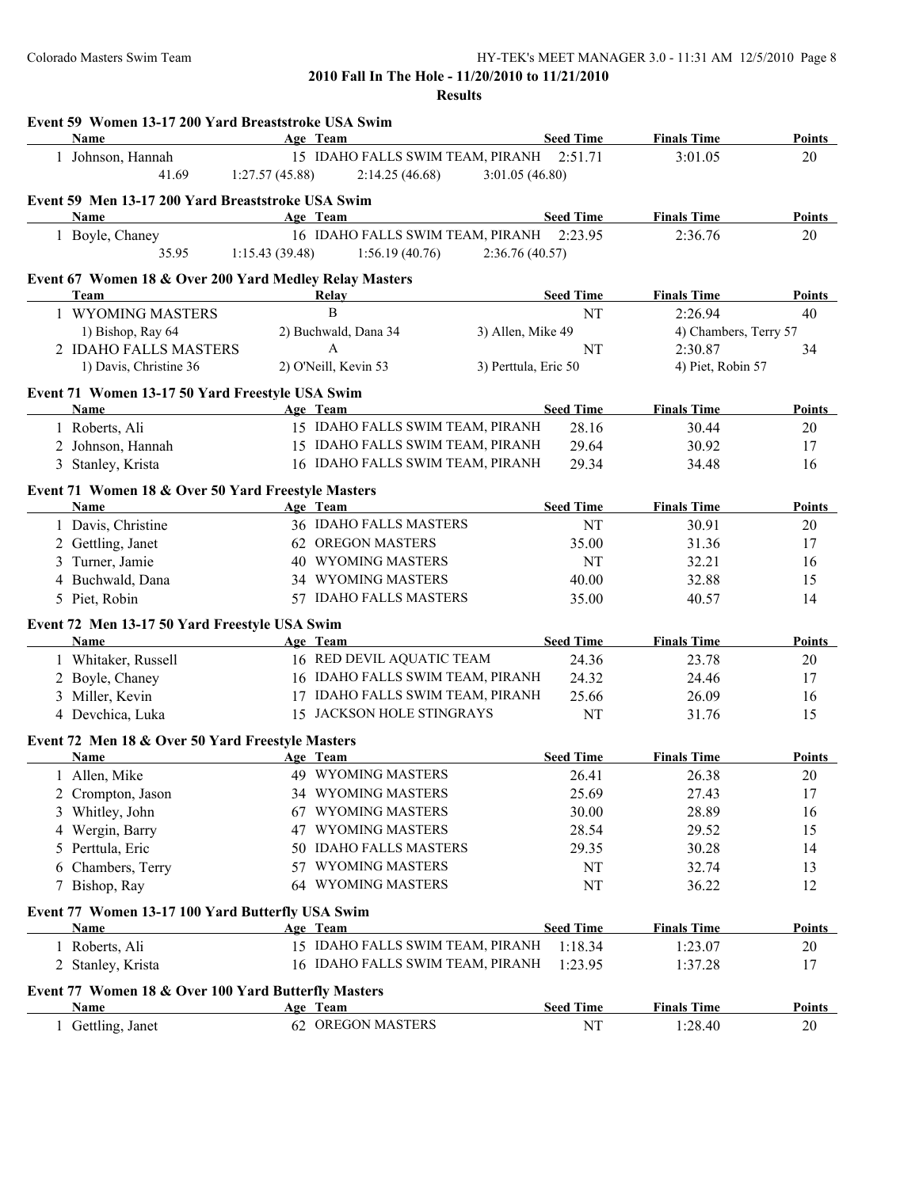**2010 Fall In The Hole - 11/20/2010 to 11/21/2010**

**Results**

## Event 59 Women 13-17 200 Yard Breaststroke USA Swim

| | Name | Age | Team | Seed Time | Finals Time | Points |
|---|---|---|---|---|---|---|
| 1 | Johnson, Hannah | 15 | IDAHO FALLS SWIM TEAM, PIRANH | 2:51.71 | 3:01.05 | 20 |
| | 41.69 | 1:27.57 (45.88) | 2:14.25 (46.68) | 3:01.05 (46.80) | | |

## Event 59 Men 13-17 200 Yard Breaststroke USA Swim

| | Name | Age | Team | Seed Time | Finals Time | Points |
|---|---|---|---|---|---|---|
| 1 | Boyle, Chaney | 16 | IDAHO FALLS SWIM TEAM, PIRANH | 2:23.95 | 2:36.76 | 20 |
| | 35.95 | 1:15.43 (39.48) | 1:56.19 (40.76) | 2:36.76 (40.57) | | |

## Event 67 Women 18 & Over 200 Yard Medley Relay Masters

| | Team | Relay | Seed Time | Finals Time | Points |
|---|---|---|---|---|---|
| 1 | WYOMING MASTERS | B | NT | 2:26.94 | 40 |
| | 1) Bishop, Ray 64 | 2) Buchwald, Dana 34 | 3) Allen, Mike 49 | 4) Chambers, Terry 57 | |
| 2 | IDAHO FALLS MASTERS | A | NT | 2:30.87 | 34 |
| | 1) Davis, Christine 36 | 2) O'Neill, Kevin 53 | 3) Perttula, Eric 50 | 4) Piet, Robin 57 | |

## Event 71 Women 13-17 50 Yard Freestyle USA Swim

| | Name | Age | Team | Seed Time | Finals Time | Points |
|---|---|---|---|---|---|---|
| 1 | Roberts, Ali | 15 | IDAHO FALLS SWIM TEAM, PIRANH | 28.16 | 30.44 | 20 |
| 2 | Johnson, Hannah | 15 | IDAHO FALLS SWIM TEAM, PIRANH | 29.64 | 30.92 | 17 |
| 3 | Stanley, Krista | 16 | IDAHO FALLS SWIM TEAM, PIRANH | 29.34 | 34.48 | 16 |

## Event 71 Women 18 & Over 50 Yard Freestyle Masters

| | Name | Age | Team | Seed Time | Finals Time | Points |
|---|---|---|---|---|---|---|
| 1 | Davis, Christine | 36 | IDAHO FALLS MASTERS | NT | 30.91 | 20 |
| 2 | Gettling, Janet | 62 | OREGON MASTERS | 35.00 | 31.36 | 17 |
| 3 | Turner, Jamie | 40 | WYOMING MASTERS | NT | 32.21 | 16 |
| 4 | Buchwald, Dana | 34 | WYOMING MASTERS | 40.00 | 32.88 | 15 |
| 5 | Piet, Robin | 57 | IDAHO FALLS MASTERS | 35.00 | 40.57 | 14 |

## Event 72 Men 13-17 50 Yard Freestyle USA Swim

| | Name | Age | Team | Seed Time | Finals Time | Points |
|---|---|---|---|---|---|---|
| 1 | Whitaker, Russell | 16 | RED DEVIL AQUATIC TEAM | 24.36 | 23.78 | 20 |
| 2 | Boyle, Chaney | 16 | IDAHO FALLS SWIM TEAM, PIRANH | 24.32 | 24.46 | 17 |
| 3 | Miller, Kevin | 17 | IDAHO FALLS SWIM TEAM, PIRANH | 25.66 | 26.09 | 16 |
| 4 | Devchica, Luka | 15 | JACKSON HOLE STINGRAYS | NT | 31.76 | 15 |

## Event 72 Men 18 & Over 50 Yard Freestyle Masters

| | Name | Age | Team | Seed Time | Finals Time | Points |
|---|---|---|---|---|---|---|
| 1 | Allen, Mike | 49 | WYOMING MASTERS | 26.41 | 26.38 | 20 |
| 2 | Crompton, Jason | 34 | WYOMING MASTERS | 25.69 | 27.43 | 17 |
| 3 | Whitley, John | 67 | WYOMING MASTERS | 30.00 | 28.89 | 16 |
| 4 | Wergin, Barry | 47 | WYOMING MASTERS | 28.54 | 29.52 | 15 |
| 5 | Perttula, Eric | 50 | IDAHO FALLS MASTERS | 29.35 | 30.28 | 14 |
| 6 | Chambers, Terry | 57 | WYOMING MASTERS | NT | 32.74 | 13 |
| 7 | Bishop, Ray | 64 | WYOMING MASTERS | NT | 36.22 | 12 |

## Event 77 Women 13-17 100 Yard Butterfly USA Swim

| | Name | Age | Team | Seed Time | Finals Time | Points |
|---|---|---|---|---|---|---|
| 1 | Roberts, Ali | 15 | IDAHO FALLS SWIM TEAM, PIRANH | 1:18.34 | 1:23.07 | 20 |
| 2 | Stanley, Krista | 16 | IDAHO FALLS SWIM TEAM, PIRANH | 1:23.95 | 1:37.28 | 17 |

## Event 77 Women 18 & Over 100 Yard Butterfly Masters

| | Name | Age | Team | Seed Time | Finals Time | Points |
|---|---|---|---|---|---|---|
| 1 | Gettling, Janet | 62 | OREGON MASTERS | NT | 1:28.40 | 20 |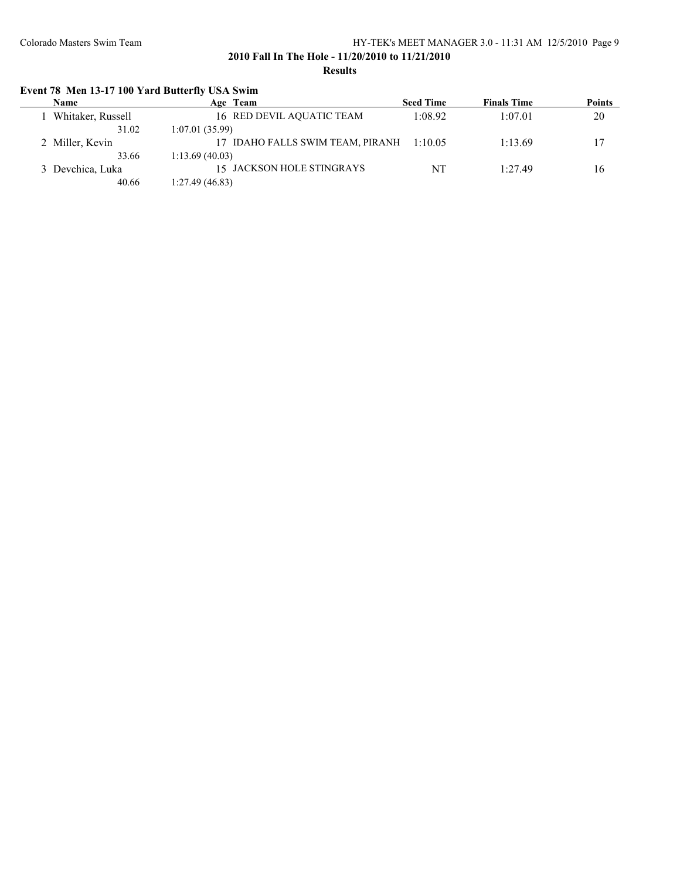**2010 Fall In The Hole - 11/20/2010 to 11/21/2010**

**Results**

### Event 78 Men 13-17 100 Yard Butterfly USA Swim

| | Name | Age | Team | Seed Time | Finals Time | Points |
|---|---|---|---|---|---|---|
| 1 | Whitaker, Russell | 16 | RED DEVIL AQUATIC TEAM | 1:08.92 | 1:07.01 | 20 |
| | 31.02 | 1:07.01 (35.99) | | | | |
| 2 | Miller, Kevin | 17 | IDAHO FALLS SWIM TEAM, PIRANH | 1:10.05 | 1:13.69 | 17 |
| | 33.66 | 1:13.69 (40.03) | | | | |
| 3 | Devchica, Luka | 15 | JACKSON HOLE STINGRAYS | NT | 1:27.49 | 16 |
| | 40.66 | 1:27.49 (46.83) | | | | |